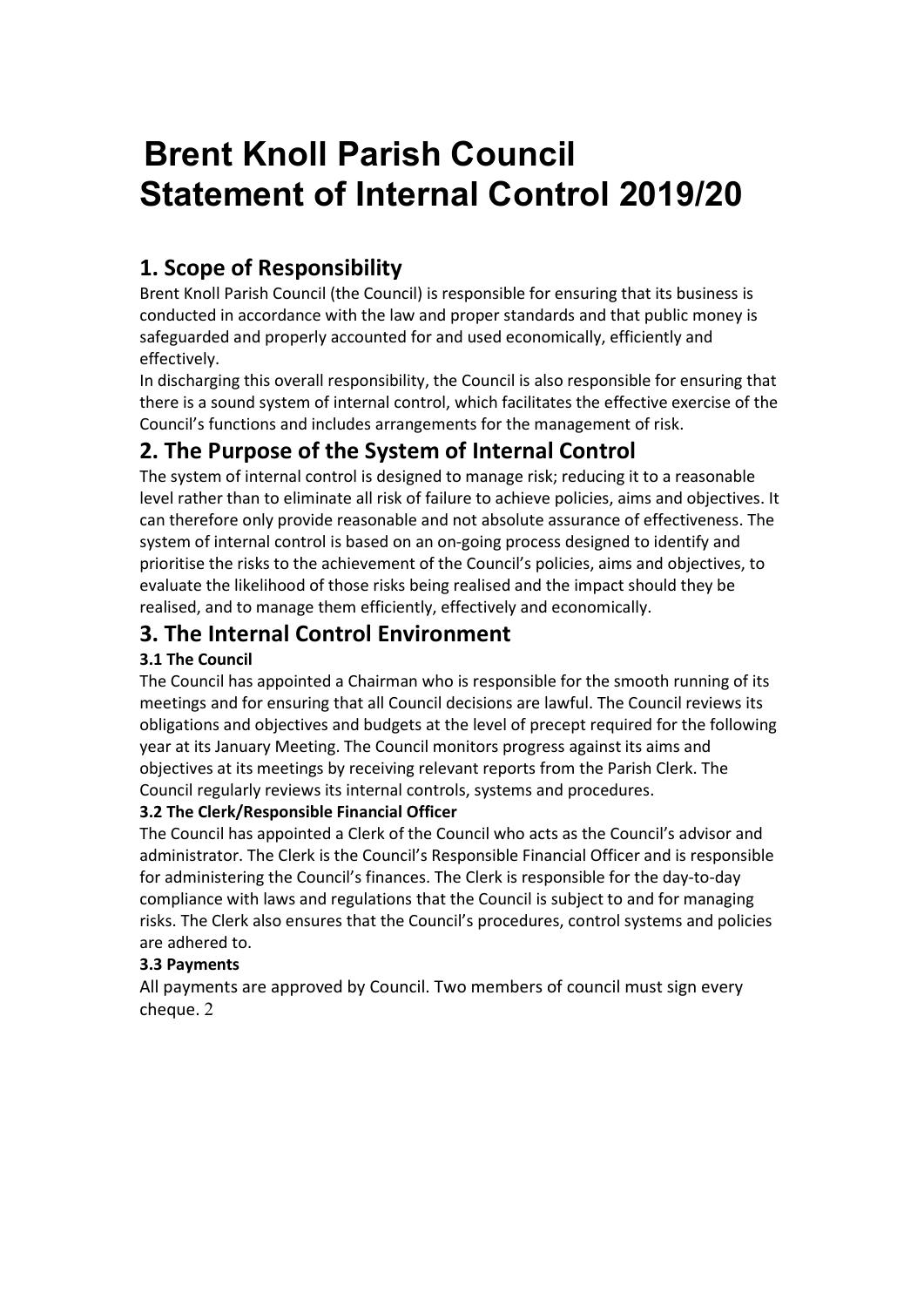# Brent Knoll Parish Council Statement of Internal Control 2019/20

## 1. Scope of Responsibility

Brent Knoll Parish Council (the Council) is responsible for ensuring that its business is conducted in accordance with the law and proper standards and that public money is safeguarded and properly accounted for and used economically, efficiently and effectively.

In discharging this overall responsibility, the Council is also responsible for ensuring that there is a sound system of internal control, which facilitates the effective exercise of the Council's functions and includes arrangements for the management of risk.

## 2. The Purpose of the System of Internal Control

The system of internal control is designed to manage risk; reducing it to a reasonable level rather than to eliminate all risk of failure to achieve policies, aims and objectives. It can therefore only provide reasonable and not absolute assurance of effectiveness. The system of internal control is based on an on-going process designed to identify and prioritise the risks to the achievement of the Council's policies, aims and objectives, to evaluate the likelihood of those risks being realised and the impact should they be realised, and to manage them efficiently, effectively and economically.

## 3. The Internal Control Environment

### 3.1 The Council

The Council has appointed a Chairman who is responsible for the smooth running of its meetings and for ensuring that all Council decisions are lawful. The Council reviews its obligations and objectives and budgets at the level of precept required for the following year at its January Meeting. The Council monitors progress against its aims and objectives at its meetings by receiving relevant reports from the Parish Clerk. The Council regularly reviews its internal controls, systems and procedures.

### 3.2 The Clerk/Responsible Financial Officer

The Council has appointed a Clerk of the Council who acts as the Council's advisor and administrator. The Clerk is the Council's Responsible Financial Officer and is responsible for administering the Council's finances. The Clerk is responsible for the day-to-day compliance with laws and regulations that the Council is subject to and for managing risks. The Clerk also ensures that the Council's procedures, control systems and policies are adhered to.

### 3.3 Payments

All payments are approved by Council. Two members of council must sign every cheque. 2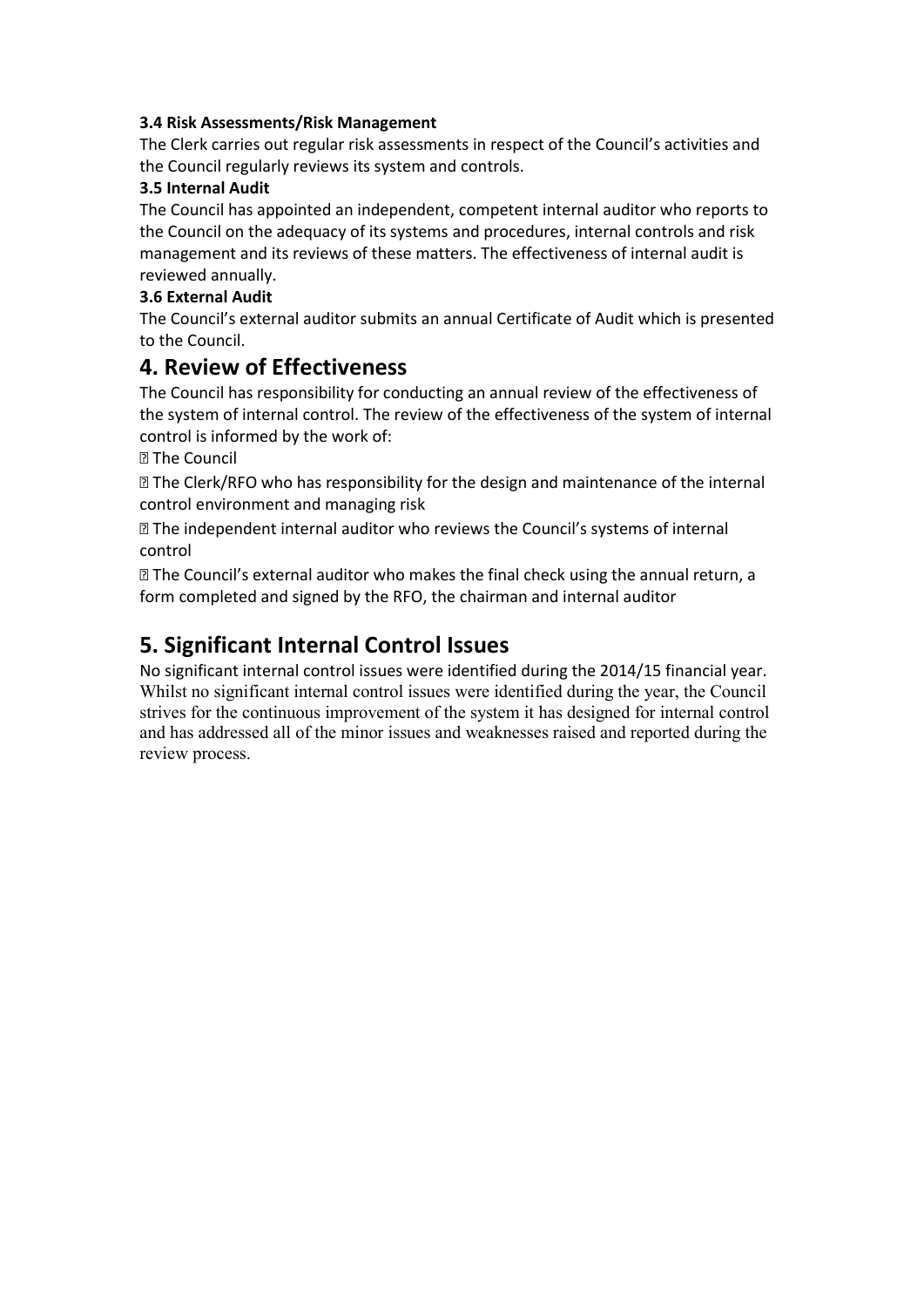**3.4 Risk Assessments/Risk Management**

The Clerk carries out regular risk assessments in respect of the Council's activities and the Council regularly reviews its system and controls.

**3.5 Internal Audit**

The Council has appointed an independent, competent internal auditor who reports to the Council on the adequacy of its systems and procedures, internal controls and risk management and its reviews of these matters. The effectiveness of internal audit is reviewed annually.

**3.6 External Audit**

The Council's external auditor submits an annual Certificate of Audit which is presented to the Council.

## 4. Review of Effectiveness

The Council has responsibility for conducting an annual review of the effectiveness of the system of internal control. The review of the effectiveness of the system of internal control is informed by the work of:

- The Council
- The Clerk/RFO who has responsibility for the design and maintenance of the internal control environment and managing risk
- The independent internal auditor who reviews the Council's systems of internal control
- The Council's external auditor who makes the final check using the annual return, a form completed and signed by the RFO, the chairman and internal auditor

## 5. Significant Internal Control Issues

No significant internal control issues were identified during the 2014/15 financial year. Whilst no significant internal control issues were identified during the year, the Council strives for the continuous improvement of the system it has designed for internal control and has addressed all of the minor issues and weaknesses raised and reported during the review process.